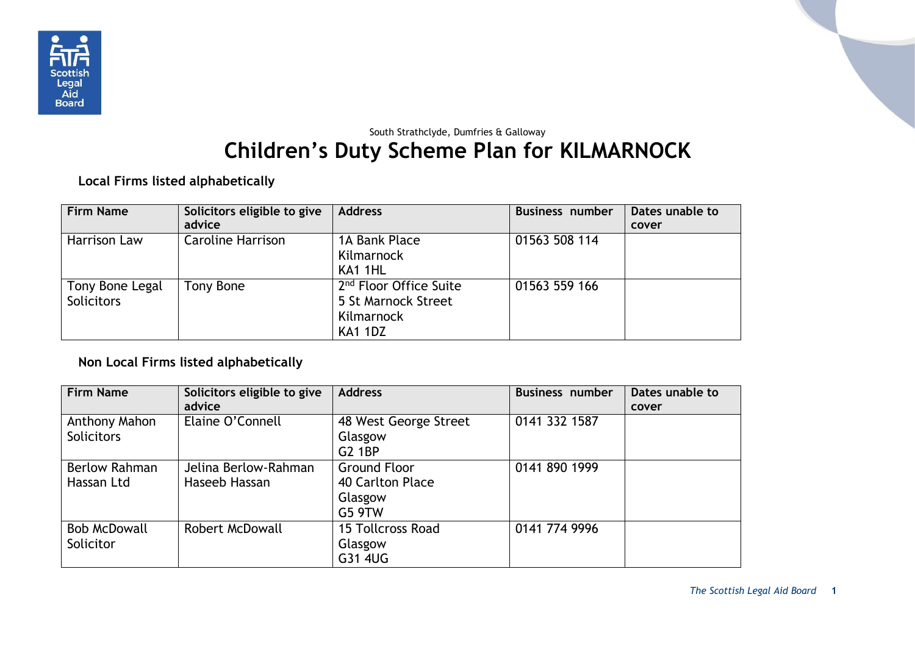South Strathclyde, Dumfries & Galloway

# Children's Duty Scheme Plan for KILMARNOCK

### Local Firms listed alphabetically

| Firm Name | Solicitors eligible to give advice | Address | Business number | Dates unable to cover |
|---|---|---|---|---|
| Harrison Law | Caroline Harrison | 1A Bank Place<br>Kilmarnock<br>KA1 1HL | 01563 508 114 | |
| Tony Bone Legal Solicitors | Tony Bone | 2nd Floor Office Suite<br>5 St Marnock Street<br>Kilmarnock<br>KA1 1DZ | 01563 559 166 | |

### Non Local Firms listed alphabetically

| Firm Name | Solicitors eligible to give advice | Address | Business number | Dates unable to cover |
|---|---|---|---|---|
| Anthony Mahon Solicitors | Elaine O'Connell | 48 West George Street<br>Glasgow<br>G2 1BP | 0141 332 1587 | |
| Berlow Rahman Hassan Ltd | Jelina Berlow-Rahman<br>Haseeb Hassan | Ground Floor<br>40 Carlton Place<br>Glasgow<br>G5 9TW | 0141 890 1999 | |
| Bob McDowall Solicitor | Robert McDowall | 15 Tollcross Road<br>Glasgow<br>G31 4UG | 0141 774 9996 | |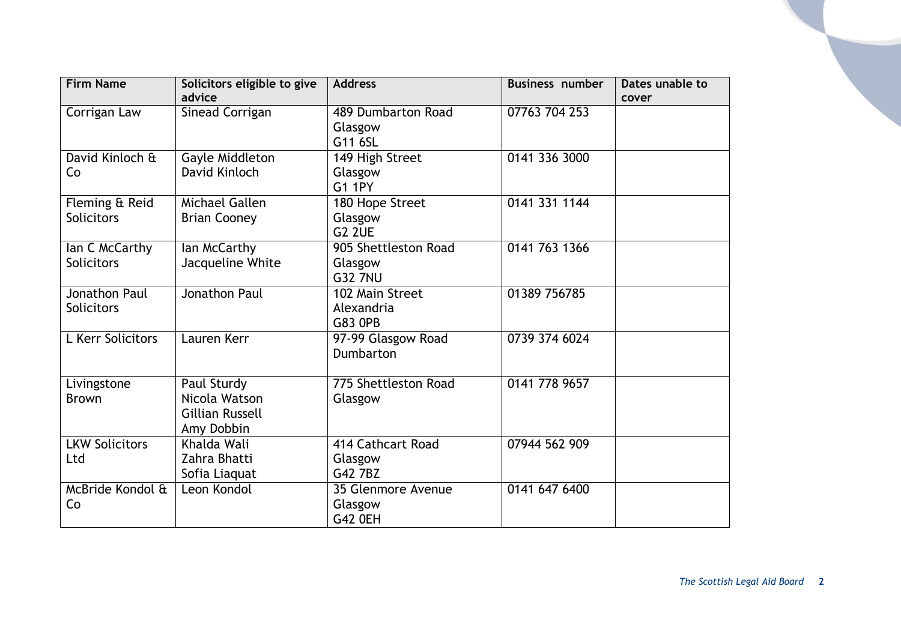| Firm Name | Solicitors eligible to give advice | Address | Business number | Dates unable to cover |
|---|---|---|---|---|
| Corrigan Law | Sinead Corrigan | 489 Dumbarton Road<br>Glasgow<br>G11 6SL | 07763 704 253 | |
| David Kinloch & Co | Gayle Middleton<br>David Kinloch | 149 High Street<br>Glasgow<br>G1 1PY | 0141 336 3000 | |
| Fleming & Reid Solicitors | Michael Gallen<br>Brian Cooney | 180 Hope Street<br>Glasgow<br>G2 2UE | 0141 331 1144 | |
| Ian C McCarthy Solicitors | Ian McCarthy<br>Jacqueline White | 905 Shettleston Road<br>Glasgow<br>G32 7NU | 0141 763 1366 | |
| Jonathon Paul Solicitors | Jonathon Paul | 102 Main Street<br>Alexandria<br>G83 0PB | 01389 756785 | |
| L Kerr Solicitors | Lauren Kerr | 97-99 Glasgow Road<br>Dumbarton | 0739 374 6024 | |
| Livingstone Brown | Paul Sturdy<br>Nicola Watson<br>Gillian Russell<br>Amy Dobbin | 775 Shettleston Road<br>Glasgow | 0141 778 9657 | |
| LKW Solicitors Ltd | Khalda Wali<br>Zahra Bhatti<br>Sofia Liaquat | 414 Cathcart Road<br>Glasgow<br>G42 7BZ | 07944 562 909 | |
| McBride Kondol & Co | Leon Kondol | 35 Glenmore Avenue<br>Glasgow<br>G42 0EH | 0141 647 6400 | |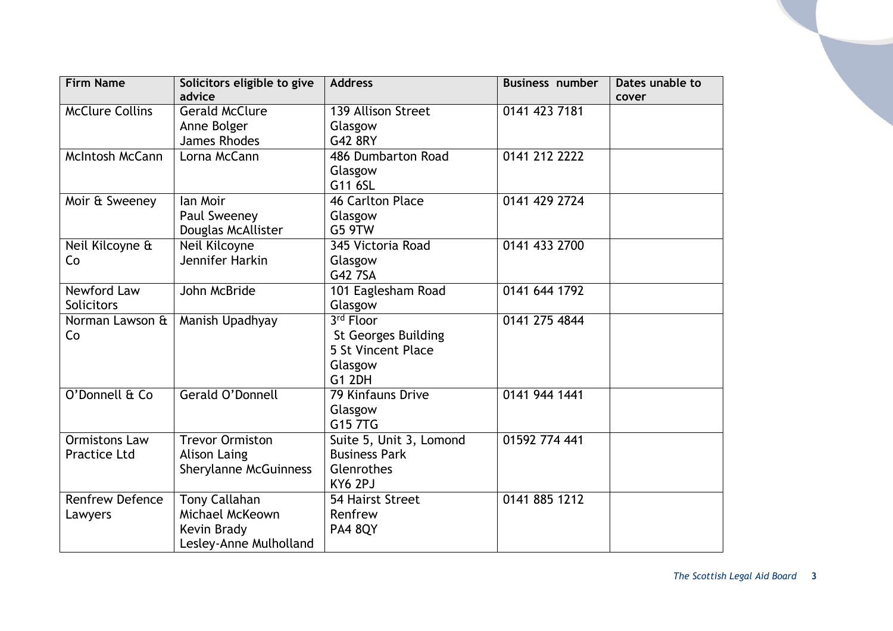| Firm Name | Solicitors eligible to give advice | Address | Business number | Dates unable to cover |
|---|---|---|---|---|
| McClure Collins | Gerald McClure<br>Anne Bolger<br>James Rhodes | 139 Allison Street<br>Glasgow<br>G42 8RY | 0141 423 7181 | |
| McIntosh McCann | Lorna McCann | 486 Dumbarton Road<br>Glasgow<br>G11 6SL | 0141 212 2222 | |
| Moir & Sweeney | Ian Moir<br>Paul Sweeney<br>Douglas McAllister | 46 Carlton Place<br>Glasgow<br>G5 9TW | 0141 429 2724 | |
| Neil Kilcoyne & Co | Neil Kilcoyne<br>Jennifer Harkin | 345 Victoria Road<br>Glasgow<br>G42 7SA | 0141 433 2700 | |
| Newford Law Solicitors | John McBride | 101 Eaglesham Road<br>Glasgow | 0141 644 1792 | |
| Norman Lawson & Co | Manish Upadhyay | 3rd Floor<br>St Georges Building<br>5 St Vincent Place<br>Glasgow<br>G1 2DH | 0141 275 4844 | |
| O'Donnell & Co | Gerald O'Donnell | 79 Kinfauns Drive<br>Glasgow<br>G15 7TG | 0141 944 1441 | |
| Ormistons Law Practice Ltd | Trevor Ormiston<br>Alison Laing<br>Sherylanne McGuinness | Suite 5, Unit 3, Lomond Business Park<br>Glenrothes<br>KY6 2PJ | 01592 774 441 | |
| Renfrew Defence Lawyers | Tony Callahan<br>Michael McKeown<br>Kevin Brady<br>Lesley-Anne Mulholland | 54 Hairst Street<br>Renfrew<br>PA4 8QY | 0141 885 1212 | |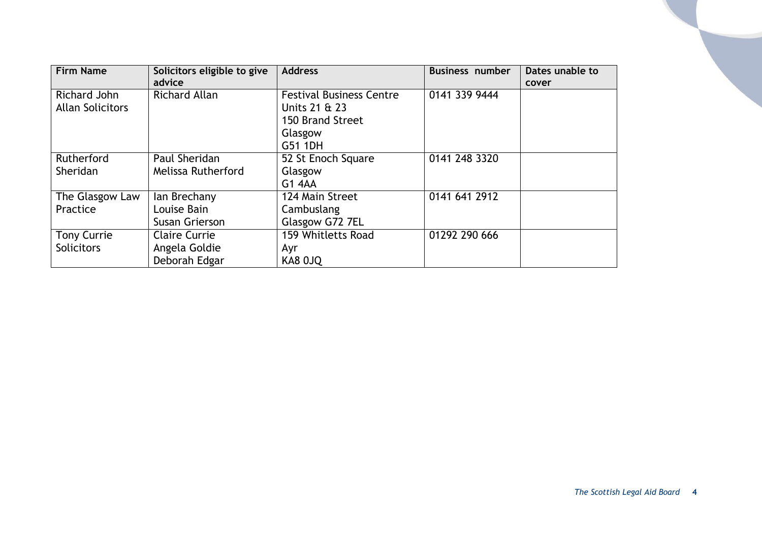| Firm Name | Solicitors eligible to give advice | Address | Business number | Dates unable to cover |
|---|---|---|---|---|
| Richard John Allan Solicitors | Richard Allan | Festival Business Centre<br>Units 21 & 23<br>150 Brand Street<br>Glasgow<br>G51 1DH | 0141 339 9444 | |
| Rutherford Sheridan | Paul Sheridan<br>Melissa Rutherford | 52 St Enoch Square<br>Glasgow<br>G1 4AA | 0141 248 3320 | |
| The Glasgow Law Practice | Ian Brechany<br>Louise Bain<br>Susan Grierson | 124 Main Street<br>Cambuslang<br>Glasgow G72 7EL | 0141 641 2912 | |
| Tony Currie Solicitors | Claire Currie<br>Angela Goldie<br>Deborah Edgar | 159 Whitletts Road<br>Ayr<br>KA8 0JQ | 01292 290 666 | |